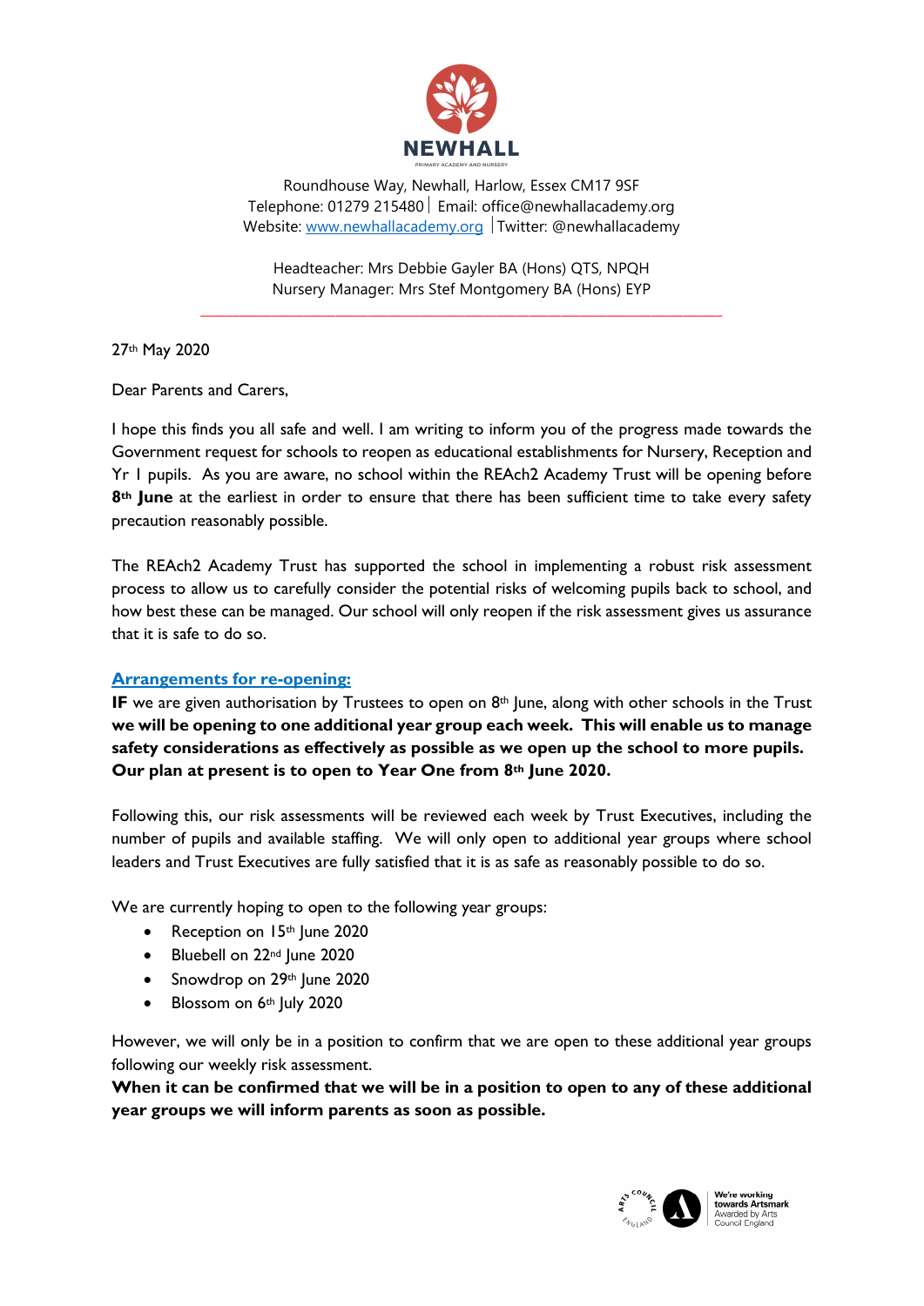**NEWHALL**
PRIMARY ACADEMY AND NURSERY

Roundhouse Way, Newhall, Harlow, Essex CM17 9SF
Telephone: 01279 215480 | Email: office@newhallacademy.org
Website: [www.newhallacademy.org](http://www.newhallacademy.org) | Twitter: @newhallacademy

Headteacher: Mrs Debbie Gayler BA (Hons) QTS, NPQH
Nursery Manager: Mrs Stef Montgomery BA (Hons) EYP

---

27th May 2020

Dear Parents and Carers,

I hope this finds you all safe and well. I am writing to inform you of the progress made towards the Government request for schools to reopen as educational establishments for Nursery, Reception and Yr 1 pupils. As you are aware, no school within the REAch2 Academy Trust will be opening before **8th June** at the earliest in order to ensure that there has been sufficient time to take every safety precaution reasonably possible.

The REAch2 Academy Trust has supported the school in implementing a robust risk assessment process to allow us to carefully consider the potential risks of welcoming pupils back to school, and how best these can be managed. Our school will only reopen if the risk assessment gives us assurance that it is safe to do so.

## Arrangements for re-opening:

**IF** we are given authorisation by Trustees to open on 8th June, along with other schools in the Trust **we will be opening to one additional year group each week. This will enable us to manage safety considerations as effectively as possible as we open up the school to more pupils. Our plan at present is to open to Year One from 8th June 2020.**

Following this, our risk assessments will be reviewed each week by Trust Executives, including the number of pupils and available staffing. We will only open to additional year groups where school leaders and Trust Executives are fully satisfied that it is as safe as reasonably possible to do so.

We are currently hoping to open to the following year groups:

- Reception on 15th June 2020
- Bluebell on 22nd June 2020
- Snowdrop on 29th June 2020
- Blossom on 6th July 2020

However, we will only be in a position to confirm that we are open to these additional year groups following our weekly risk assessment.
**When it can be confirmed that we will be in a position to open to any of these additional year groups we will inform parents as soon as possible.**

We're working towards Artsmark
Awarded by Arts Council England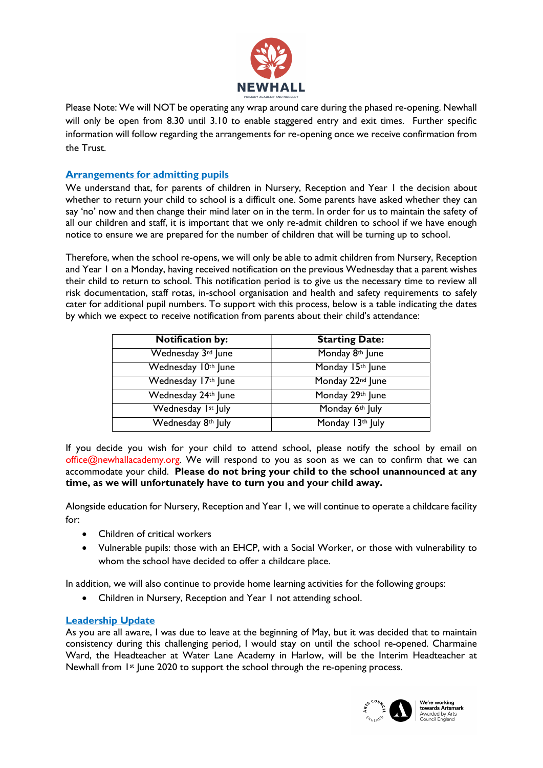Please Note: We will NOT be operating any wrap around care during the phased re-opening. Newhall will only be open from 8.30 until 3.10 to enable staggered entry and exit times. Further specific information will follow regarding the arrangements for re-opening once we receive confirmation from the Trust.

## Arrangements for admitting pupils

We understand that, for parents of children in Nursery, Reception and Year 1 the decision about whether to return your child to school is a difficult one. Some parents have asked whether they can say 'no' now and then change their mind later on in the term. In order for us to maintain the safety of all our children and staff, it is important that we only re-admit children to school if we have enough notice to ensure we are prepared for the number of children that will be turning up to school.

Therefore, when the school re-opens, we will only be able to admit children from Nursery, Reception and Year 1 on a Monday, having received notification on the previous Wednesday that a parent wishes their child to return to school. This notification period is to give us the necessary time to review all risk documentation, staff rotas, in-school organisation and health and safety requirements to safely cater for additional pupil numbers. To support with this process, below is a table indicating the dates by which we expect to receive notification from parents about their child's attendance:

| Notification by: | Starting Date: |
|---|---|
| Wednesday 3rd June | Monday 8th June |
| Wednesday 10th June | Monday 15th June |
| Wednesday 17th June | Monday 22nd June |
| Wednesday 24th June | Monday 29th June |
| Wednesday 1st July | Monday 6th July |
| Wednesday 8th July | Monday 13th July |

If you decide you wish for your child to attend school, please notify the school by email on office@newhallacademy.org. We will respond to you as soon as we can to confirm that we can accommodate your child. **Please do not bring your child to the school unannounced at any time, as we will unfortunately have to turn you and your child away.**

Alongside education for Nursery, Reception and Year 1, we will continue to operate a childcare facility for:

- Children of critical workers
- Vulnerable pupils: those with an EHCP, with a Social Worker, or those with vulnerability to whom the school have decided to offer a childcare place.

In addition, we will also continue to provide home learning activities for the following groups:

- Children in Nursery, Reception and Year 1 not attending school.

## Leadership Update

As you are all aware, I was due to leave at the beginning of May, but it was decided that to maintain consistency during this challenging period, I would stay on until the school re-opened. Charmaine Ward, the Headteacher at Water Lane Academy in Harlow, will be the Interim Headteacher at Newhall from 1st June 2020 to support the school through the re-opening process.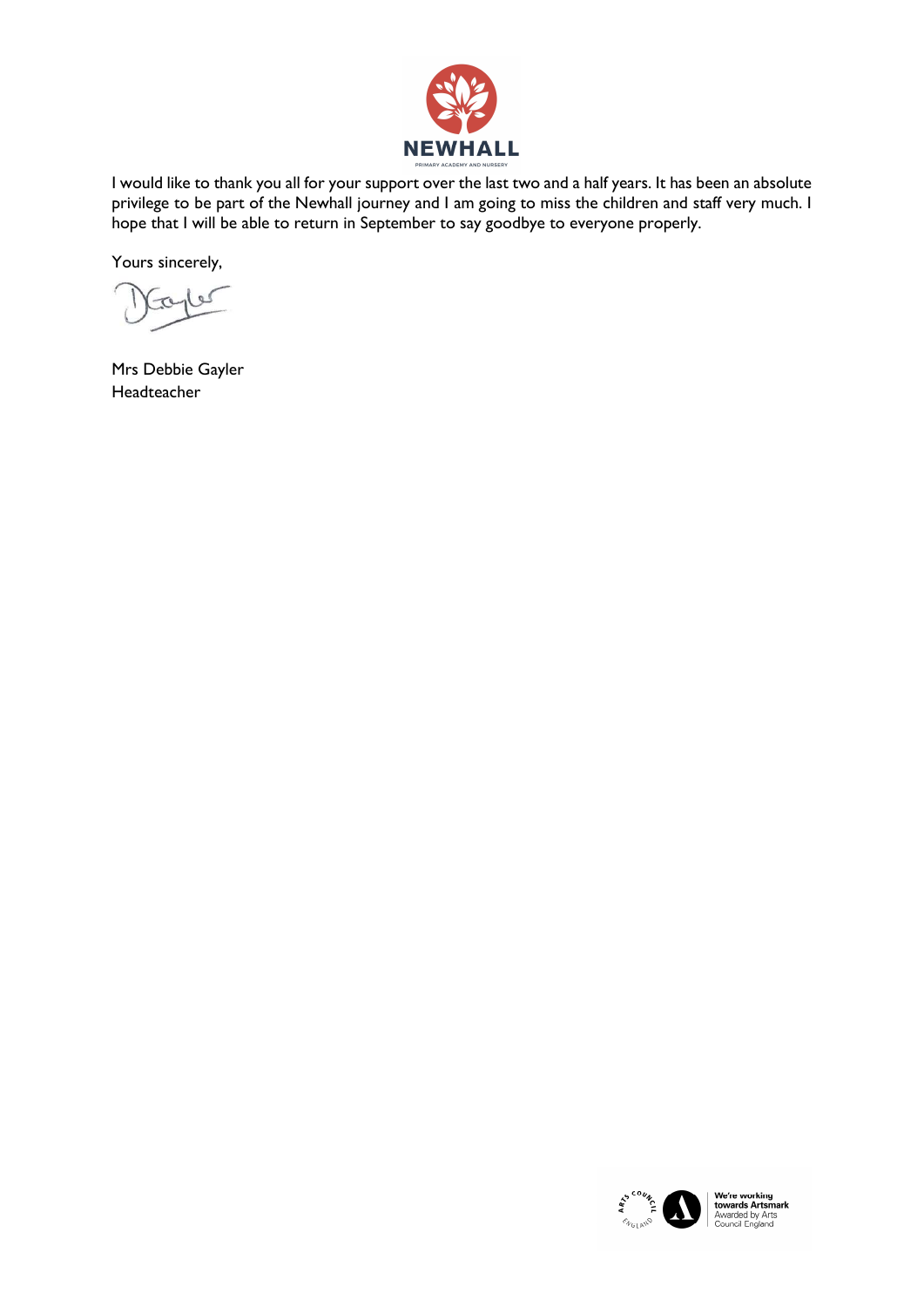I would like to thank you all for your support over the last two and a half years. It has been an absolute privilege to be part of the Newhall journey and I am going to miss the children and staff very much. I hope that I will be able to return in September to say goodbye to everyone properly.

Yours sincerely,

Mrs Debbie Gayler
Headteacher